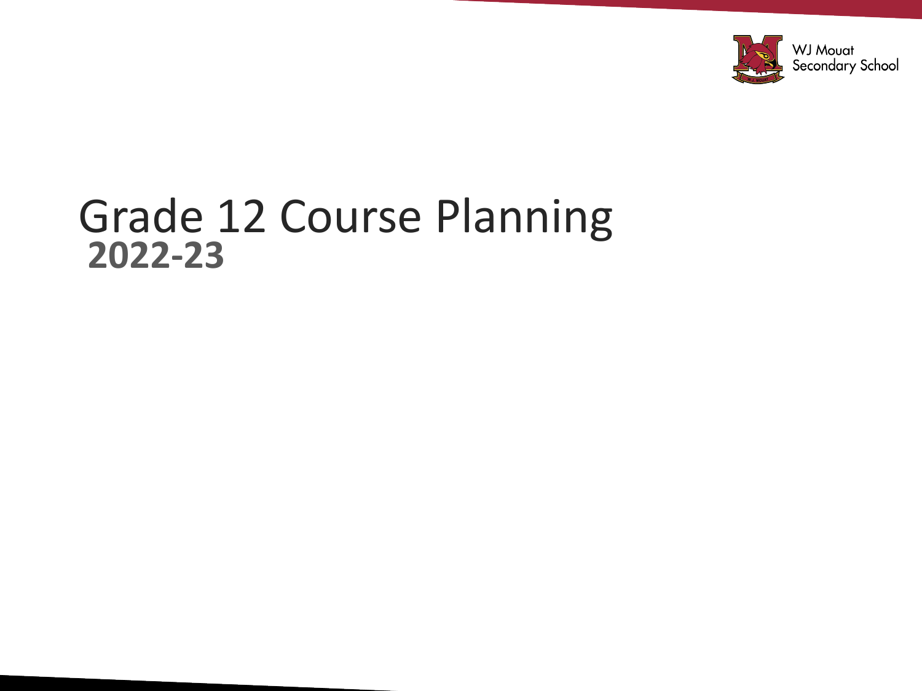WJ Mouat Secondary School

# Grade 12 Course Planning

**2022-23**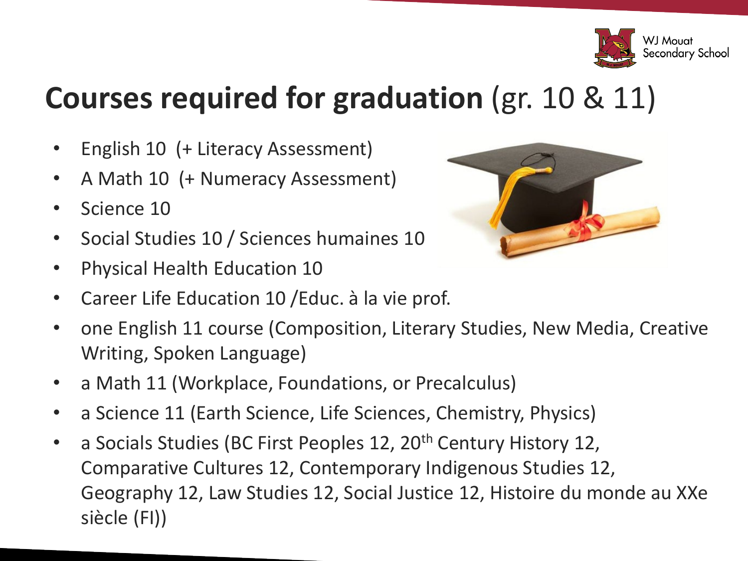# **Courses required for graduation** (gr. 10 & 11)

- English 10 (+ Literacy Assessment)
- A Math 10 (+ Numeracy Assessment)
- Science 10
- Social Studies 10 / Sciences humaines 10
- Physical Health Education 10
- Career Life Education 10 /Educ. à la vie prof.
- one English 11 course (Composition, Literary Studies, New Media, Creative Writing, Spoken Language)
- a Math 11 (Workplace, Foundations, or Precalculus)
- a Science 11 (Earth Science, Life Sciences, Chemistry, Physics)
- a Socials Studies (BC First Peoples 12, 20th Century History 12, Comparative Cultures 12, Contemporary Indigenous Studies 12, Geography 12, Law Studies 12, Social Justice 12, Histoire du monde au XXe siècle (FI))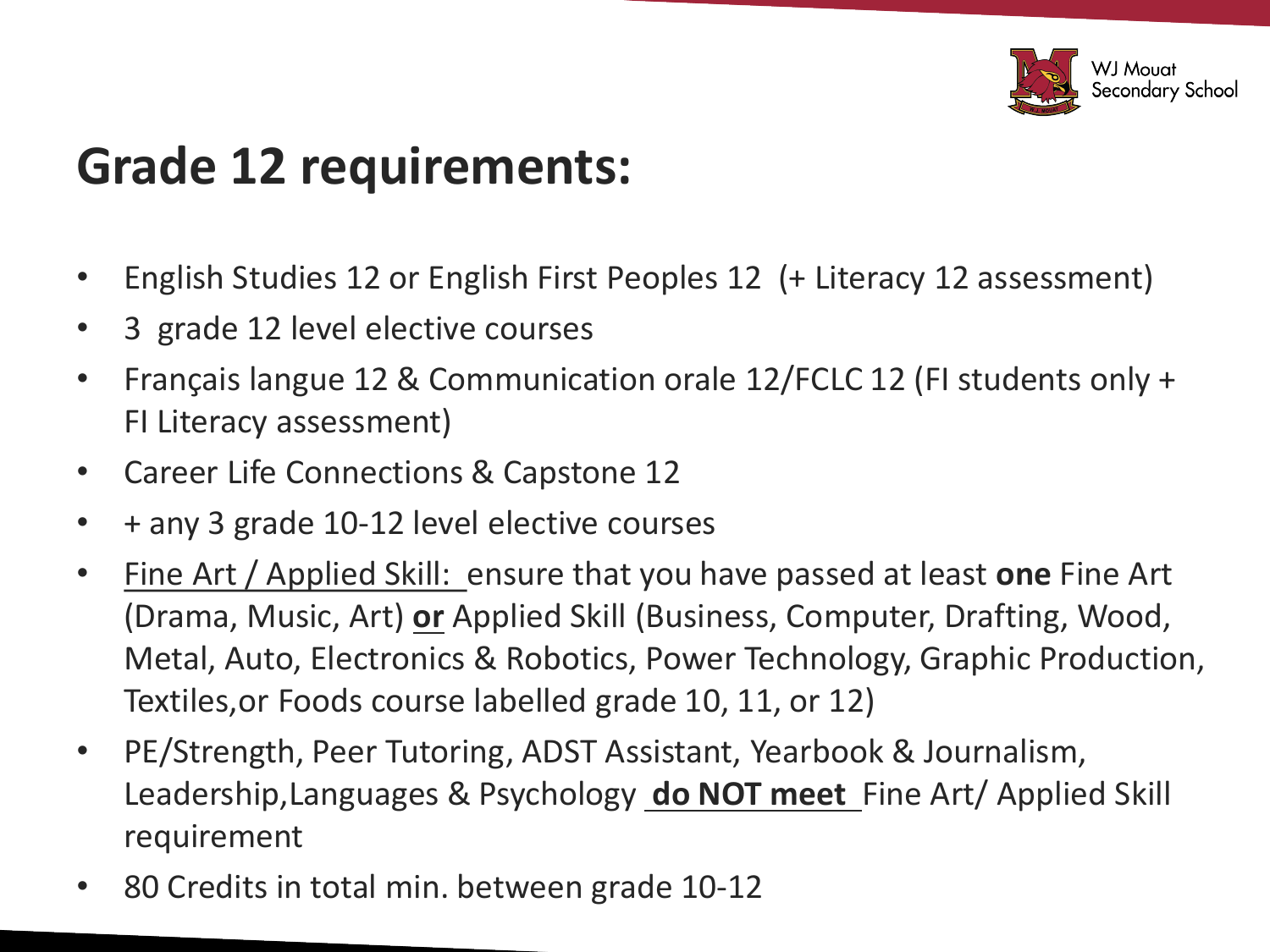# Grade 12 requirements:

- English Studies 12 or English First Peoples 12 (+ Literacy 12 assessment)
- 3 grade 12 level elective courses
- Français langue 12 & Communication orale 12/FCLC 12 (FI students only + FI Literacy assessment)
- Career Life Connections & Capstone 12
- + any 3 grade 10-12 level elective courses
- Fine Art / Applied Skill: ensure that you have passed at least **one** Fine Art (Drama, Music, Art) **or** Applied Skill (Business, Computer, Drafting, Wood, Metal, Auto, Electronics & Robotics, Power Technology, Graphic Production, Textiles,or Foods course labelled grade 10, 11, or 12)
- PE/Strength, Peer Tutoring, ADST Assistant, Yearbook & Journalism, Leadership,Languages & Psychology **do NOT meet** Fine Art/ Applied Skill requirement
- 80 Credits in total min. between grade 10-12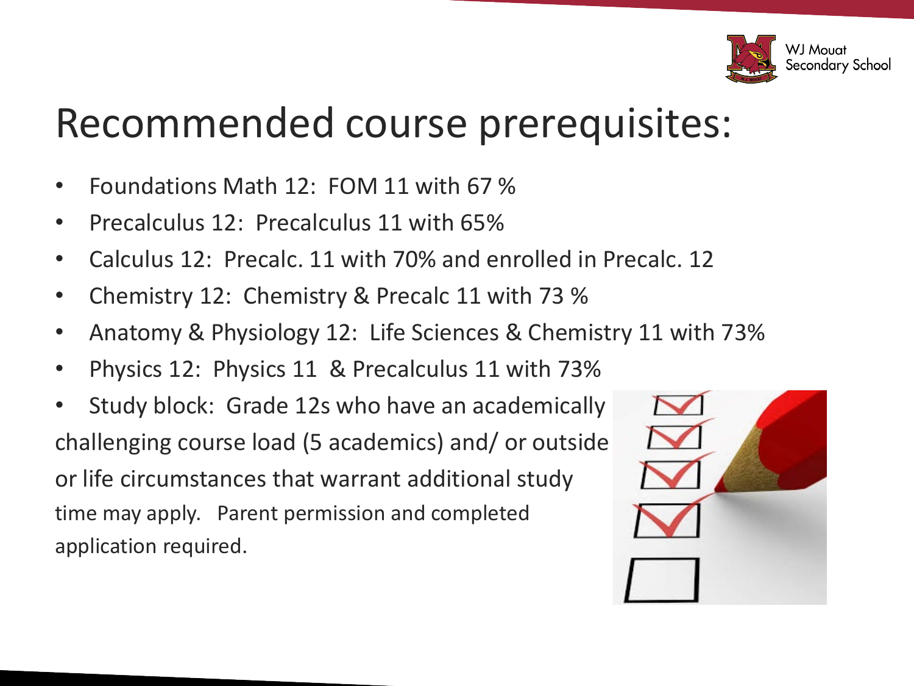# Recommended course prerequisites:

- Foundations Math 12: FOM 11 with 67 %
- Precalculus 12: Precalculus 11 with 65%
- Calculus 12: Precalc. 11 with 70% and enrolled in Precalc. 12
- Chemistry 12: Chemistry & Precalc 11 with 73 %
- Anatomy & Physiology 12: Life Sciences & Chemistry 11 with 73%
- Physics 12: Physics 11 & Precalculus 11 with 73%
- Study block: Grade 12s who have an academically challenging course load (5 academics) and/ or outside or life circumstances that warrant additional study time may apply. Parent permission and completed application required.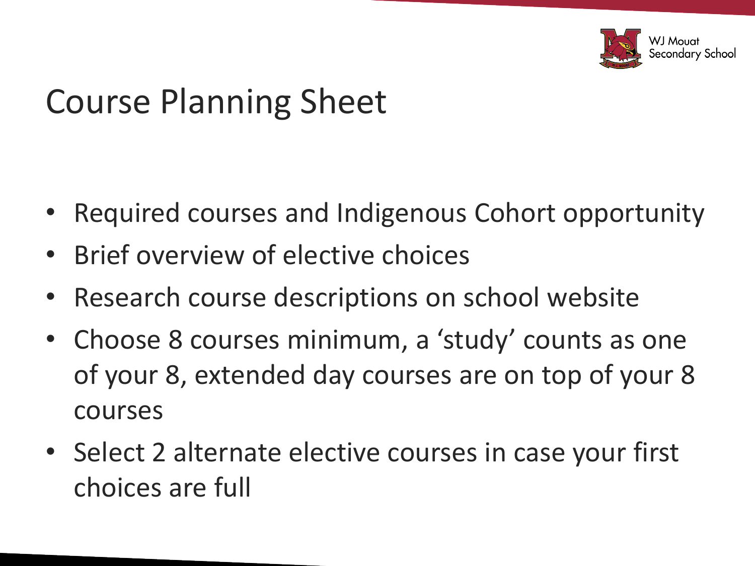# Course Planning Sheet

- Required courses and Indigenous Cohort opportunity
- Brief overview of elective choices
- Research course descriptions on school website
- Choose 8 courses minimum, a 'study' counts as one of your 8, extended day courses are on top of your 8 courses
- Select 2 alternate elective courses in case your first choices are full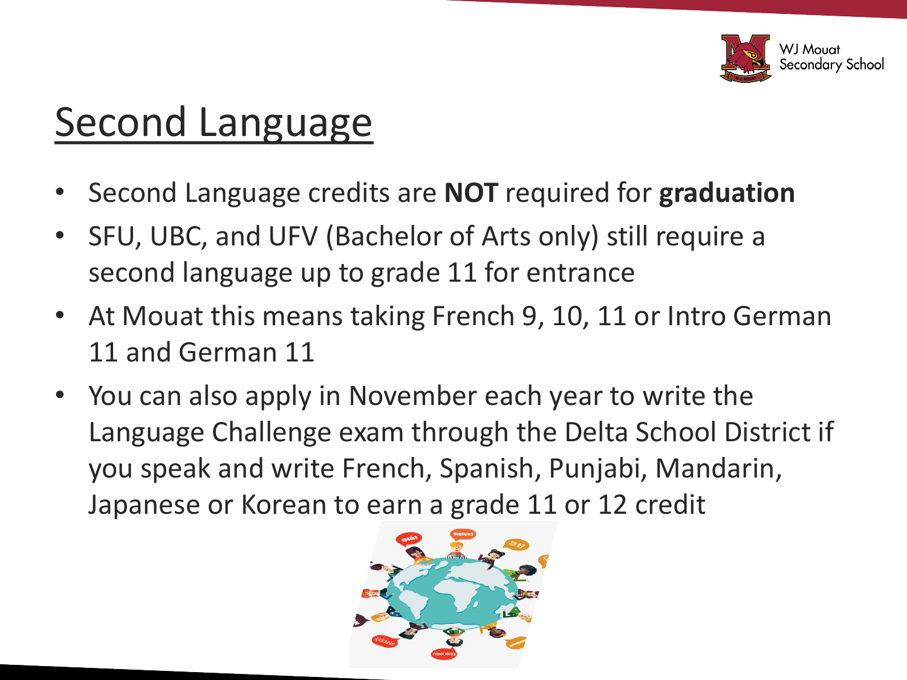# Second Language

- Second Language credits are **NOT** required for **graduation**
- SFU, UBC, and UFV (Bachelor of Arts only) still require a second language up to grade 11 for entrance
- At Mouat this means taking French 9, 10, 11 or Intro German 11 and German 11
- You can also apply in November each year to write the Language Challenge exam through the Delta School District if you speak and write French, Spanish, Punjabi, Mandarin, Japanese or Korean to earn a grade 11 or 12 credit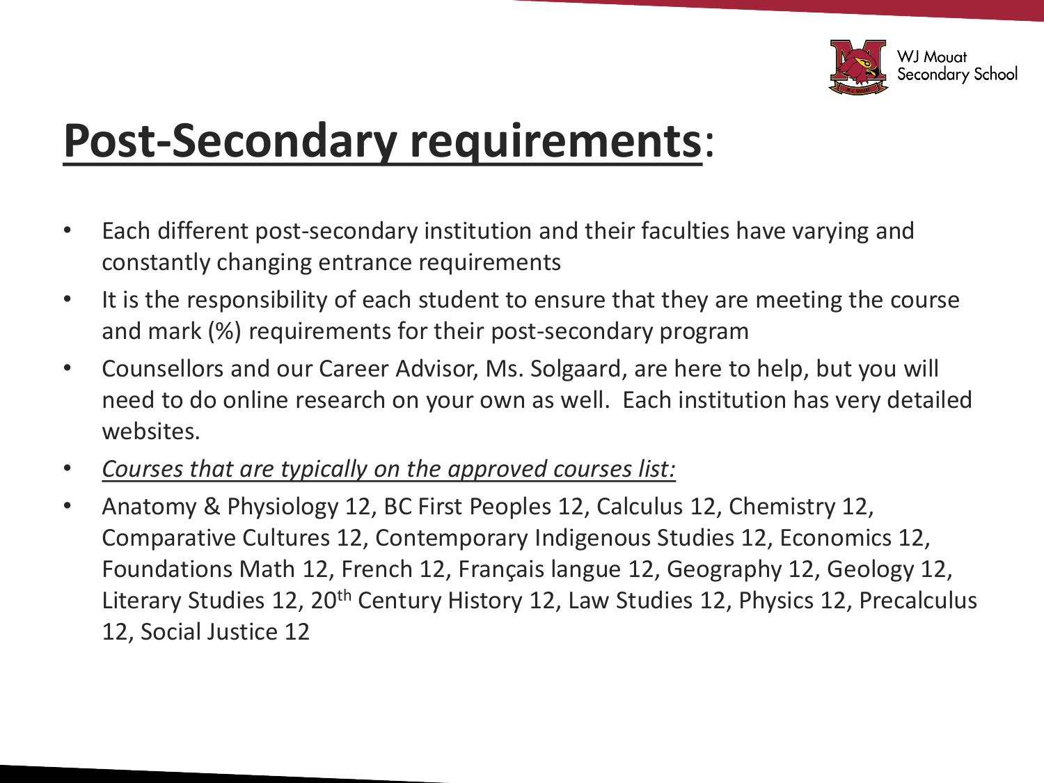# **Post-Secondary requirements**:

- Each different post-secondary institution and their faculties have varying and constantly changing entrance requirements
- It is the responsibility of each student to ensure that they are meeting the course and mark (%) requirements for their post-secondary program
- Counsellors and our Career Advisor, Ms. Solgaard, are here to help, but you will need to do online research on your own as well. Each institution has very detailed websites.
- *Courses that are typically on the approved courses list:*
- Anatomy & Physiology 12, BC First Peoples 12, Calculus 12, Chemistry 12, Comparative Cultures 12, Contemporary Indigenous Studies 12, Economics 12, Foundations Math 12, French 12, Français langue 12, Geography 12, Geology 12, Literary Studies 12, 20th Century History 12, Law Studies 12, Physics 12, Precalculus 12, Social Justice 12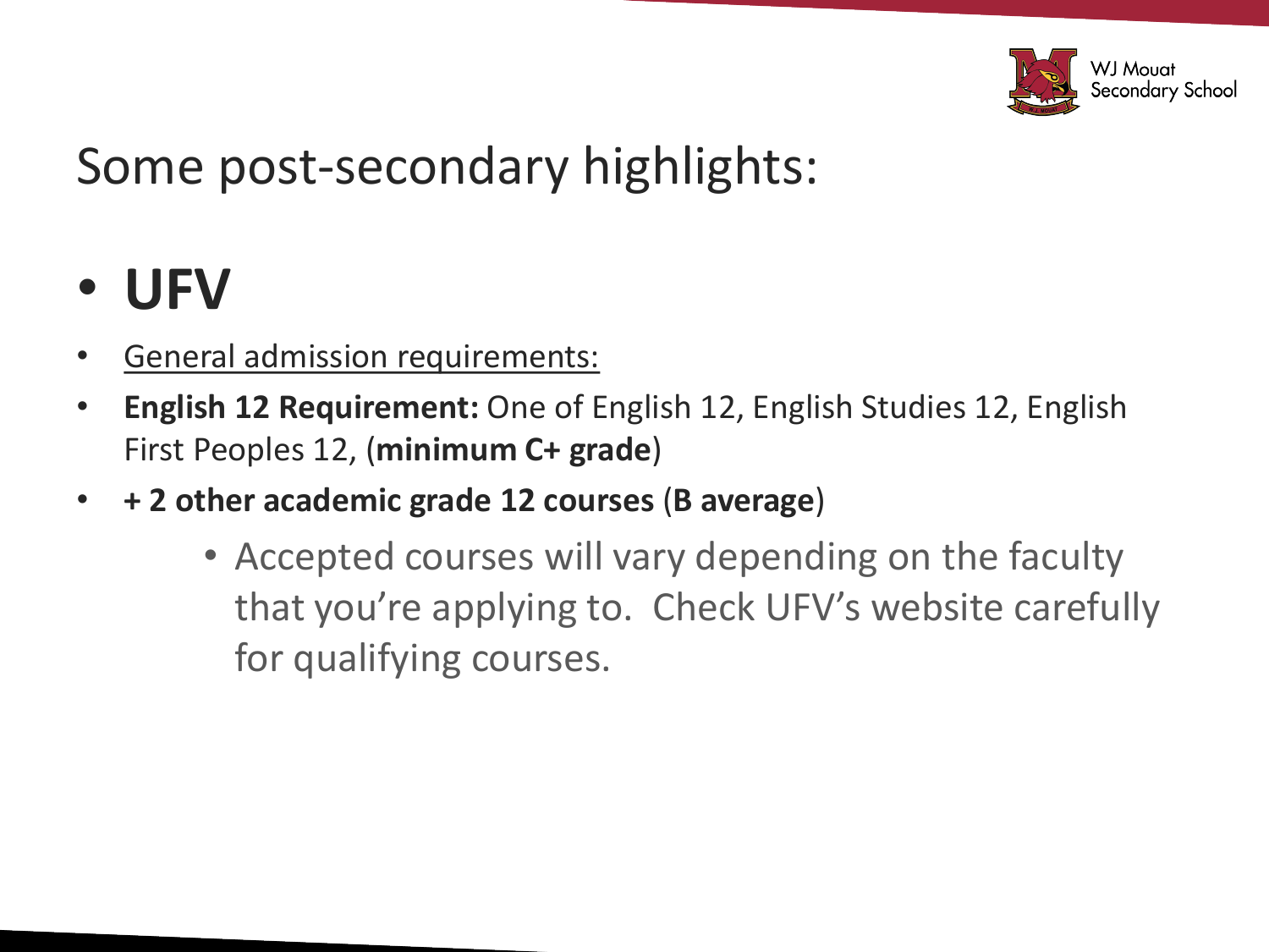# Some post-secondary highlights:

- **UFV**

- General admission requirements:
- **English 12 Requirement:** One of English 12, English Studies 12, English First Peoples 12, (**minimum C+ grade**)
- **+ 2 other academic grade 12 courses** (**B average**)
    - Accepted courses will vary depending on the faculty that you're applying to. Check UFV's website carefully for qualifying courses.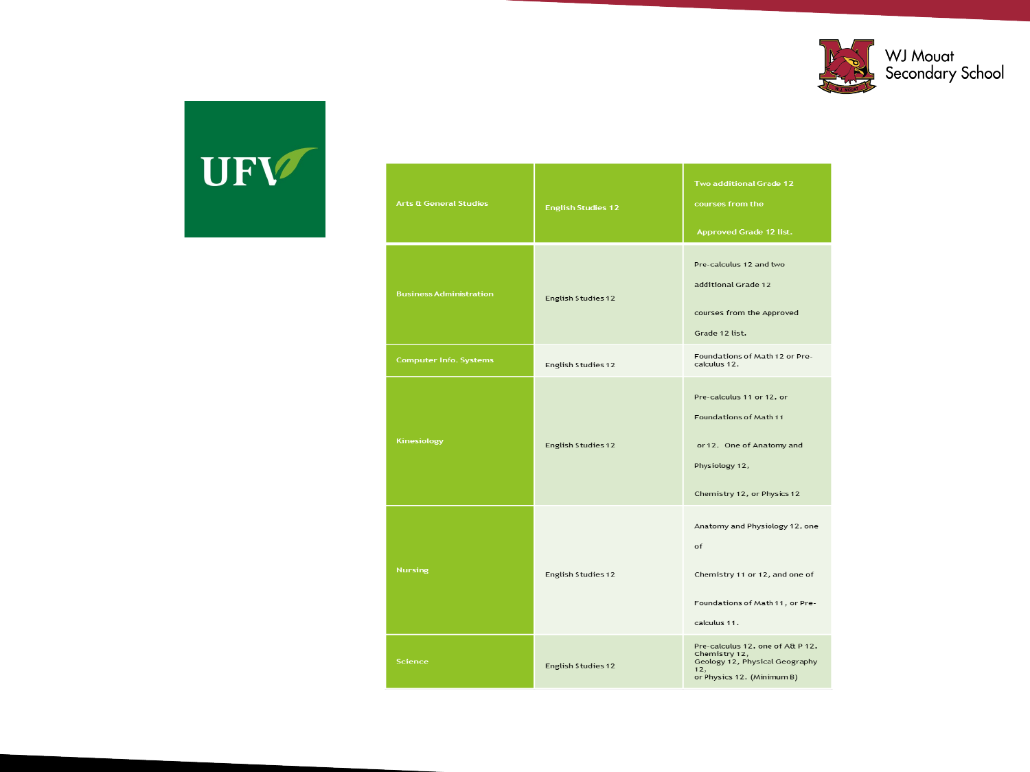UFV

WJ Mouat Secondary School

| Arts & General Studies | English Studies 12 | Two additional Grade 12 courses from the Approved Grade 12 list. |
|---|---|---|
| Business Administration | English Studies 12 | Pre-calculus 12 and two additional Grade 12 courses from the Approved Grade 12 list. |
| Computer Info. Systems | English Studies 12 | Foundations of Math 12 or Pre-calculus 12. |
| Kinesiology | English Studies 12 | Pre-calculus 11 or 12, or Foundations of Math 11 or 12. One of Anatomy and Physiology 12, Chemistry 12, or Physics 12 |
| Nursing | English Studies 12 | Anatomy and Physiology 12, one of Chemistry 11 or 12, and one of Foundations of Math 11, or Pre-calculus 11. |
| Science | English Studies 12 | Pre-calculus 12, one of A& P 12, Chemistry 12, Geology 12, Physical Geography 12, or Physics 12. (Minimum B) |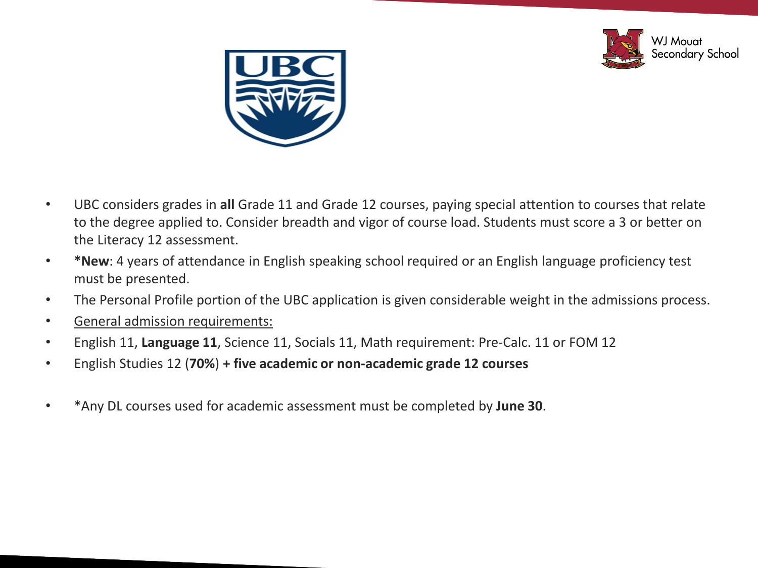- UBC considers grades in **all** Grade 11 and Grade 12 courses, paying special attention to courses that relate to the degree applied to. Consider breadth and vigor of course load. Students must score a 3 or better on the Literacy 12 assessment.
- ***New**: 4 years of attendance in English speaking school required or an English language proficiency test must be presented.
- The Personal Profile portion of the UBC application is given considerable weight in the admissions process.
- <u>General admission requirements:</u>
- English 11, **Language 11**, Science 11, Socials 11, Math requirement: Pre-Calc. 11 or FOM 12
- English Studies 12 (**70%**) **+ five academic or non-academic grade 12 courses**
- *Any DL courses used for academic assessment must be completed by **June 30**.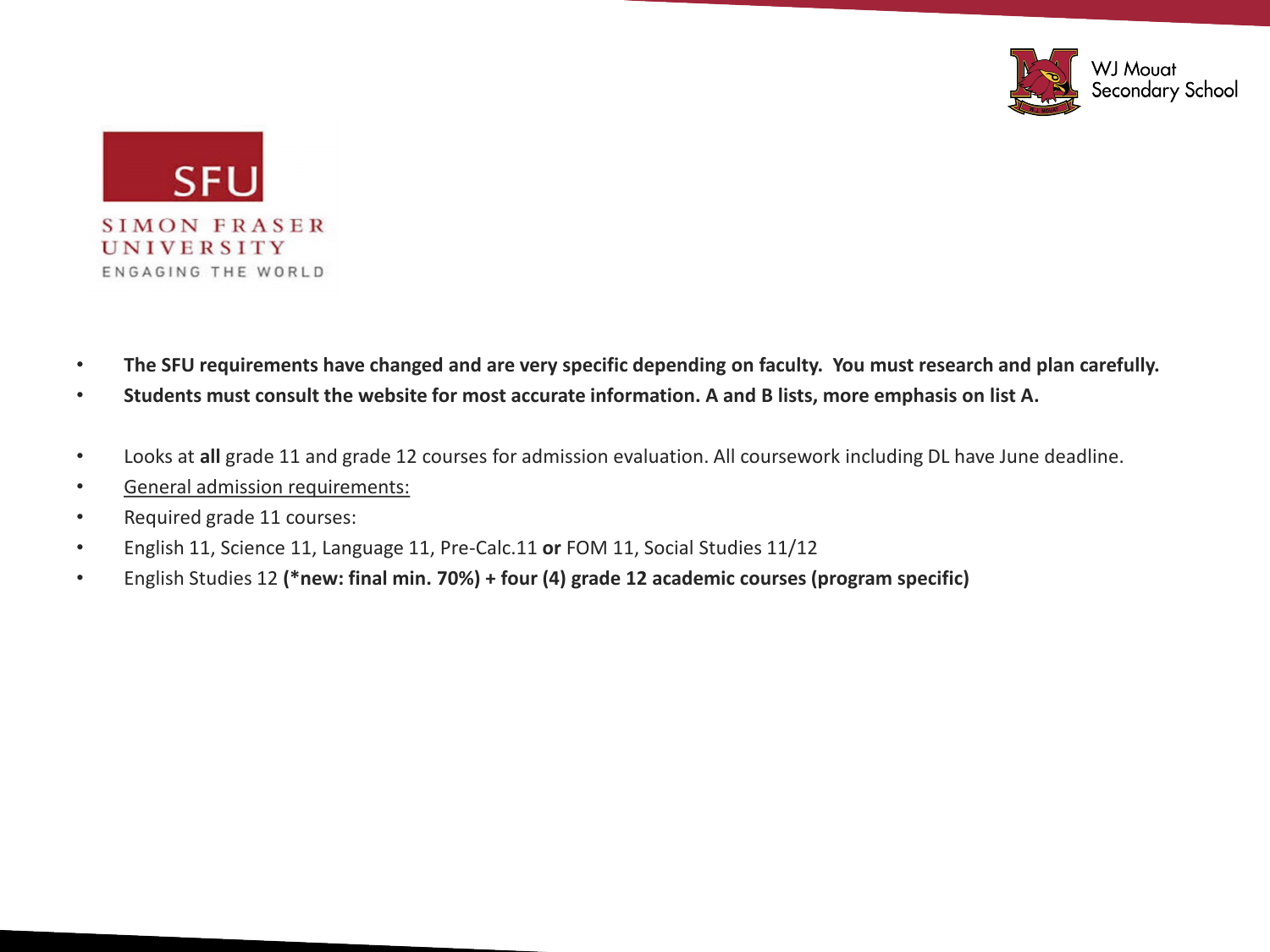SFU

SIMON FRASER UNIVERSITY

ENGAGING THE WORLD

- **The SFU requirements have changed and are very specific depending on faculty.  You must research and plan carefully.**
- **Students must consult the website for most accurate information. A and B lists, more emphasis on list A.**

- Looks at **all** grade 11 and grade 12 courses for admission evaluation. All coursework including DL have June deadline.
- <u>General admission requirements:</u>
- Required grade 11 courses:
- English 11, Science 11, Language 11, Pre-Calc.11 **or** FOM 11, Social Studies 11/12
- English Studies 12 **(*new: final min. 70%) + four (4) grade 12 academic courses (program specific)**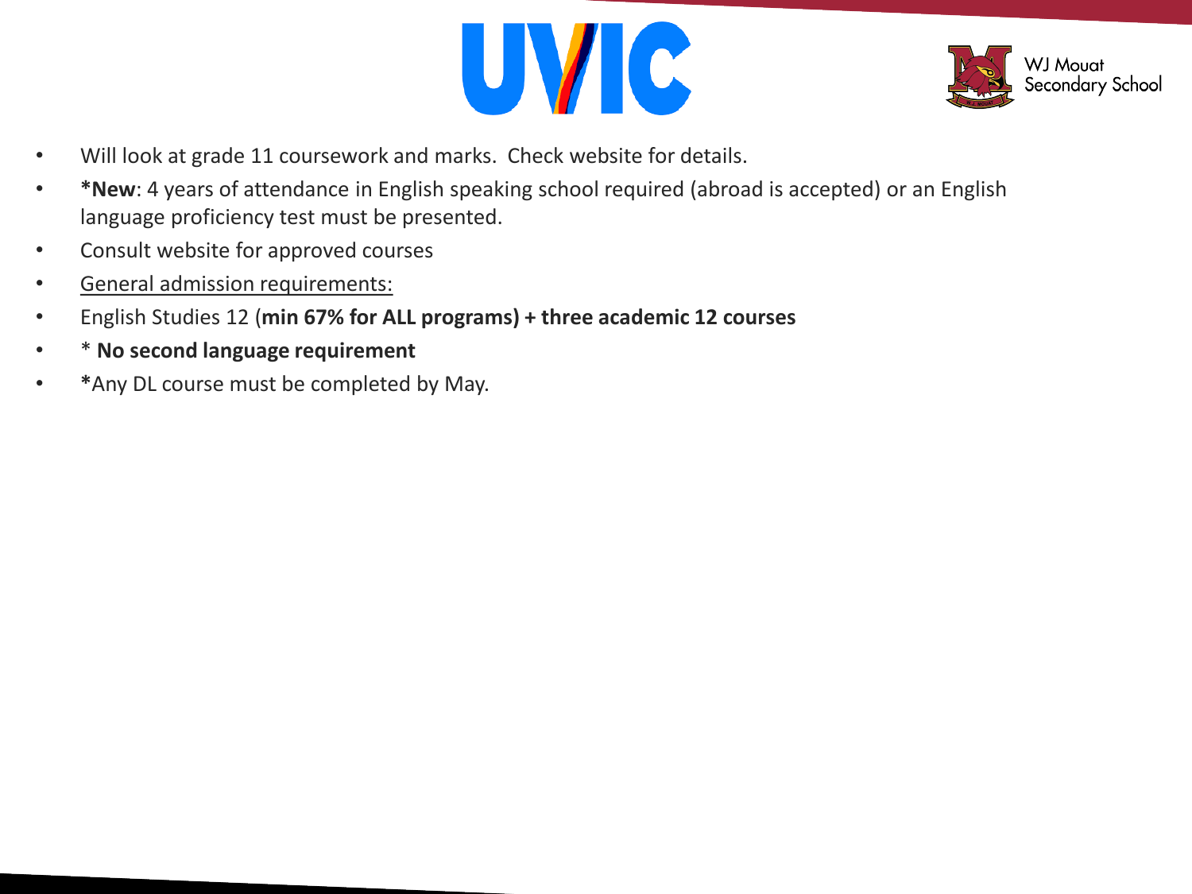# UVIC

- Will look at grade 11 coursework and marks.  Check website for details.
- ***New**: 4 years of attendance in English speaking school required (abroad is accepted) or an English language proficiency test must be presented.
- Consult website for approved courses
- <u>General admission requirements:</u>
- English Studies 12 (**min 67% for ALL programs) + three academic 12 courses**
- * **No second language requirement**
- ***Any DL course must be completed by May.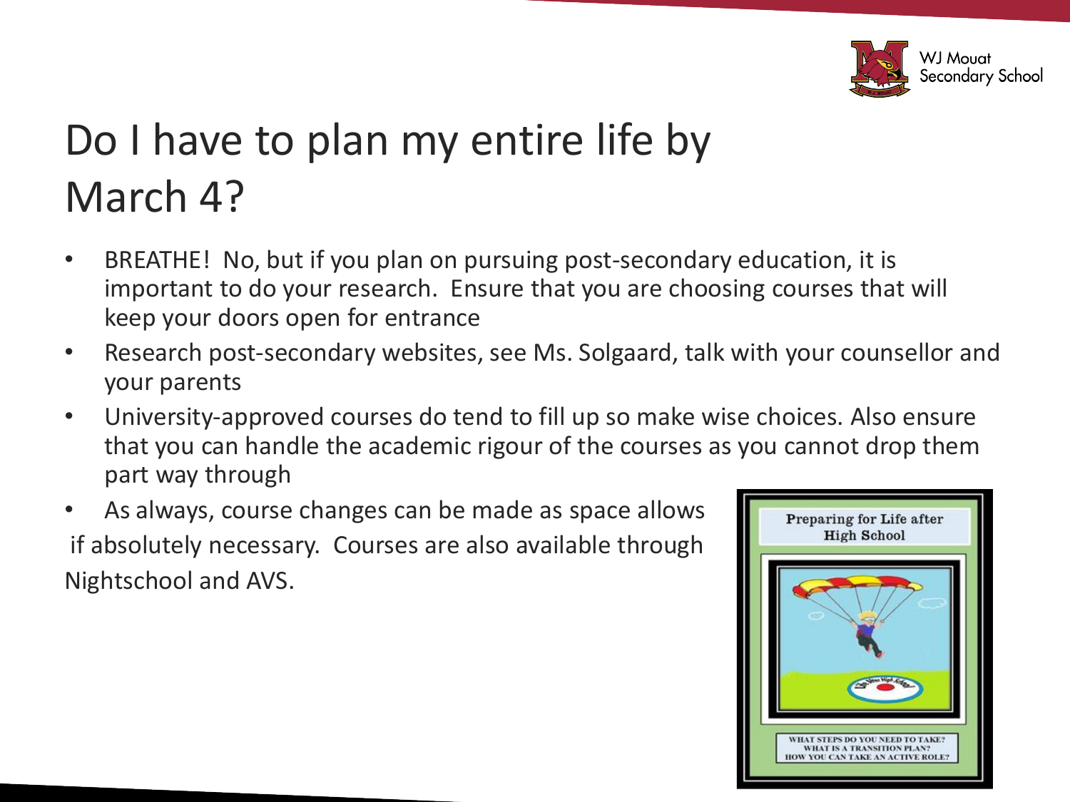# Do I have to plan my entire life by March 4?

- BREATHE! No, but if you plan on pursuing post-secondary education, it is important to do your research. Ensure that you are choosing courses that will keep your doors open for entrance
- Research post-secondary websites, see Ms. Solgaard, talk with your counsellor and your parents
- University-approved courses do tend to fill up so make wise choices. Also ensure that you can handle the academic rigour of the courses as you cannot drop them part way through
- As always, course changes can be made as space allows if absolutely necessary. Courses are also available through Nightschool and AVS.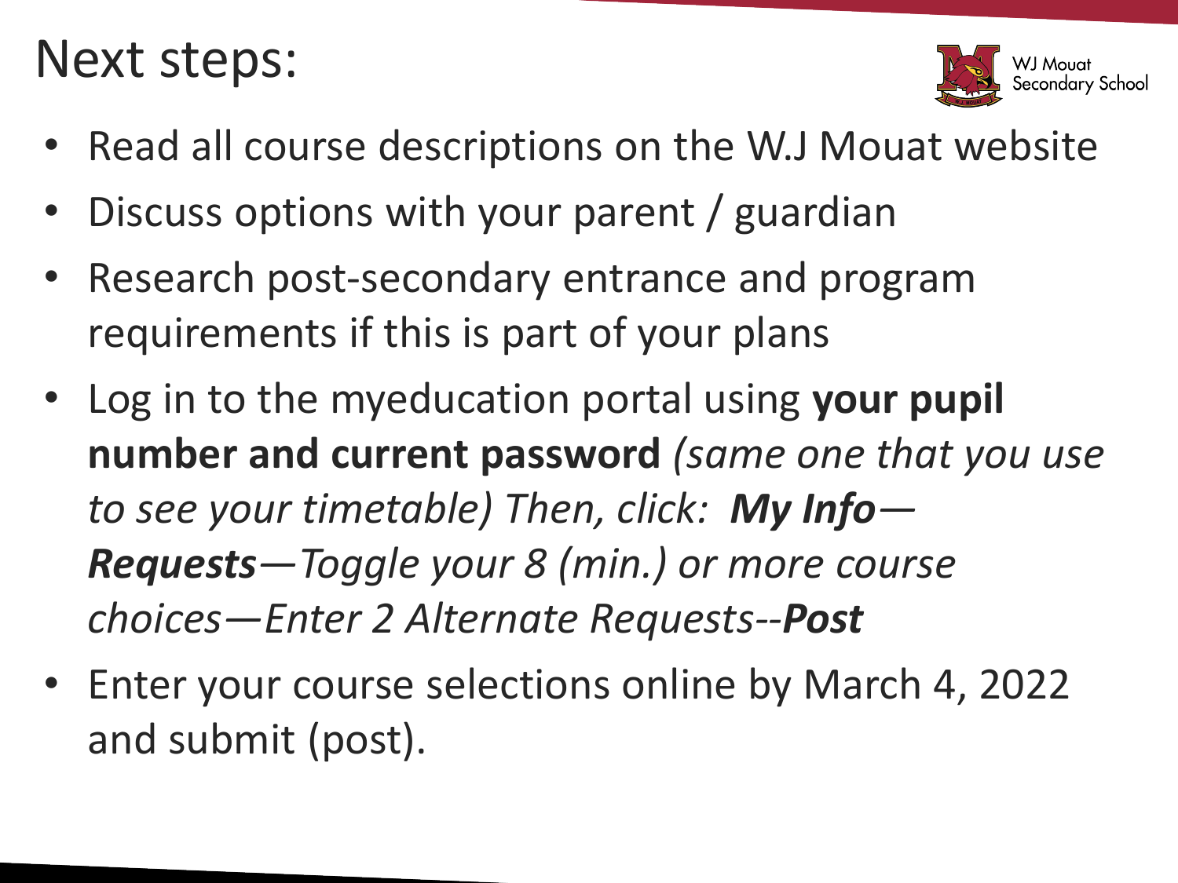# Next steps:

WJ Mouat Secondary School

- Read all course descriptions on the W.J Mouat website
- Discuss options with your parent / guardian
- Research post-secondary entrance and program requirements if this is part of your plans
- Log in to the myeducation portal using **your pupil number and current password** *(same one that you use to see your timetable) Then, click: **My Info**—**Requests**—Toggle your 8 (min.) or more course choices—Enter 2 Alternate Requests--**Post***
- Enter your course selections online by March 4, 2022 and submit (post).